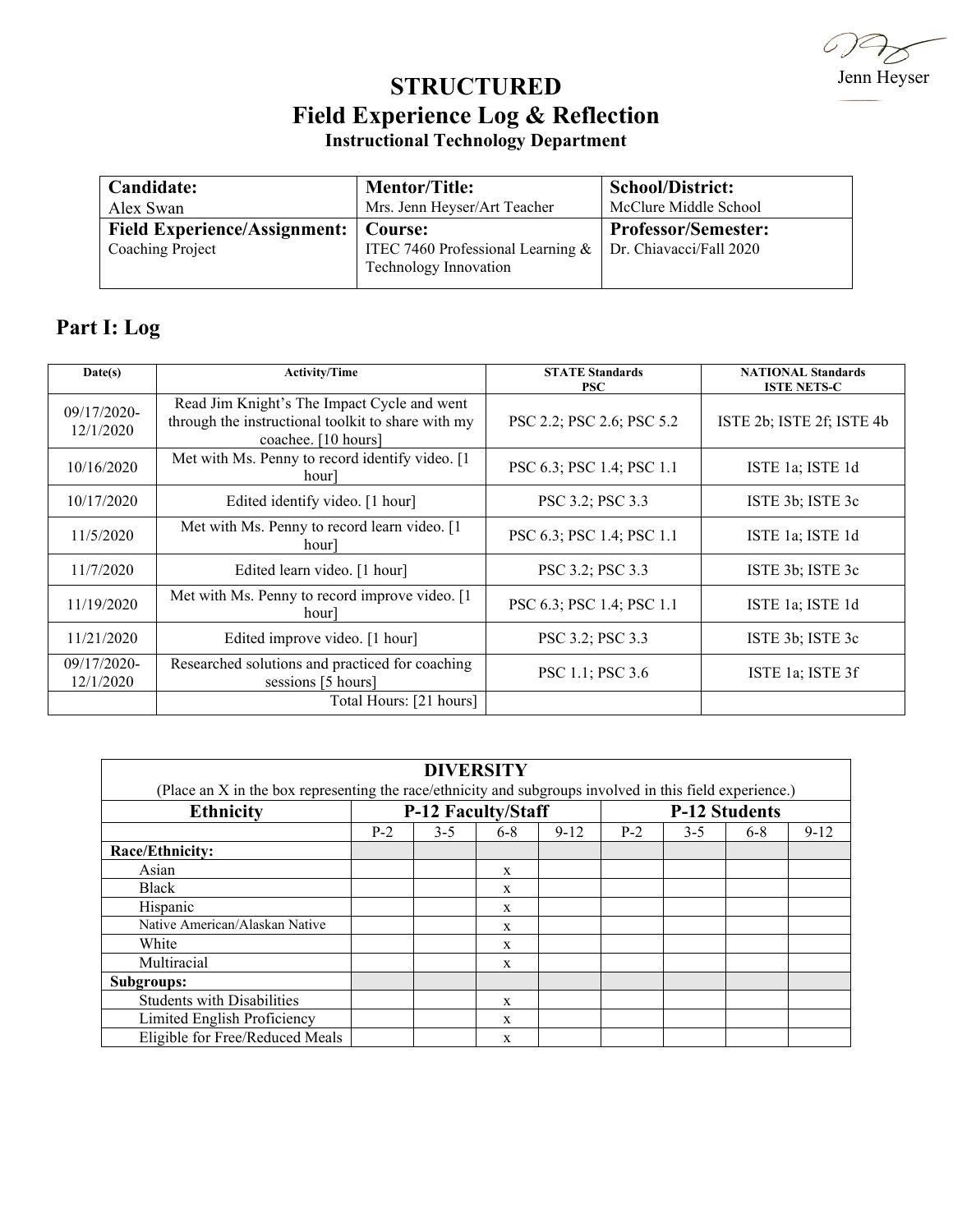Jenn Heyser

# STRUCTURED
# Field Experience Log & Reflection
### Instructional Technology Department

| **Candidate:** Alex Swan | **Mentor/Title:** Mrs. Jenn Heyser/Art Teacher | **School/District:** McClure Middle School |
|---|---|---|
| **Field Experience/Assignment:** Coaching Project | **Course:** ITEC 7460 Professional Learning & Technology Innovation | **Professor/Semester:** Dr. Chiavacci/Fall 2020 |

## Part I: Log

| Date(s) | Activity/Time | STATE Standards PSC | NATIONAL Standards ISTE NETS-C |
|---|---|---|---|
| 09/17/2020-12/1/2020 | Read Jim Knight's The Impact Cycle and went through the instructional toolkit to share with my coachee. [10 hours] | PSC 2.2; PSC 2.6; PSC 5.2 | ISTE 2b; ISTE 2f; ISTE 4b |
| 10/16/2020 | Met with Ms. Penny to record identify video. [1 hour] | PSC 6.3; PSC 1.4; PSC 1.1 | ISTE 1a; ISTE 1d |
| 10/17/2020 | Edited identify video. [1 hour] | PSC 3.2; PSC 3.3 | ISTE 3b; ISTE 3c |
| 11/5/2020 | Met with Ms. Penny to record learn video. [1 hour] | PSC 6.3; PSC 1.4; PSC 1.1 | ISTE 1a; ISTE 1d |
| 11/7/2020 | Edited learn video. [1 hour] | PSC 3.2; PSC 3.3 | ISTE 3b; ISTE 3c |
| 11/19/2020 | Met with Ms. Penny to record improve video. [1 hour] | PSC 6.3; PSC 1.4; PSC 1.1 | ISTE 1a; ISTE 1d |
| 11/21/2020 | Edited improve video. [1 hour] | PSC 3.2; PSC 3.3 | ISTE 3b; ISTE 3c |
| 09/17/2020-12/1/2020 | Researched solutions and practiced for coaching sessions [5 hours] | PSC 1.1; PSC 3.6 | ISTE 1a; ISTE 3f |
| | Total Hours: [21 hours] | | |

| **DIVERSITY** (Place an X in the box representing the race/ethnicity and subgroups involved in this field experience.) | | | | | | | | |
|---|---|---|---|---|---|---|---|---|
| **Ethnicity** | **P-12 Faculty/Staff** | | | | **P-12 Students** | | | |
| | P-2 | 3-5 | 6-8 | 9-12 | P-2 | 3-5 | 6-8 | 9-12 |
| **Race/Ethnicity:** | | | | | | | | |
| Asian | | | x | | | | | |
| Black | | | x | | | | | |
| Hispanic | | | x | | | | | |
| Native American/Alaskan Native | | | x | | | | | |
| White | | | x | | | | | |
| Multiracial | | | x | | | | | |
| **Subgroups:** | | | | | | | | |
| Students with Disabilities | | | x | | | | | |
| Limited English Proficiency | | | x | | | | | |
| Eligible for Free/Reduced Meals | | | x | | | | | |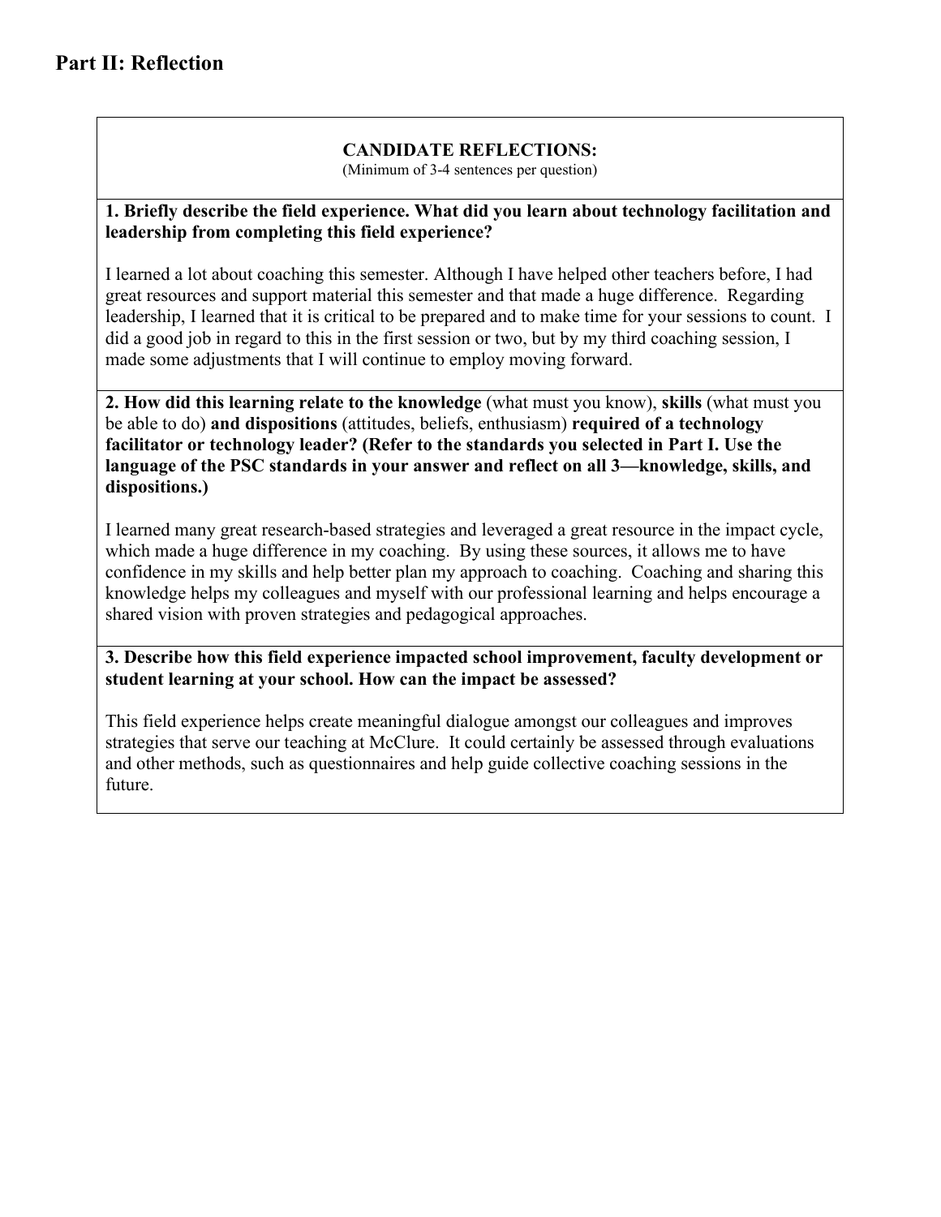## Part II: Reflection

**CANDIDATE REFLECTIONS:**

(Minimum of 3-4 sentences per question)

**1. Briefly describe the field experience. What did you learn about technology facilitation and leadership from completing this field experience?**

I learned a lot about coaching this semester. Although I have helped other teachers before, I had great resources and support material this semester and that made a huge difference. Regarding leadership, I learned that it is critical to be prepared and to make time for your sessions to count. I did a good job in regard to this in the first session or two, but by my third coaching session, I made some adjustments that I will continue to employ moving forward.

**2. How did this learning relate to the knowledge** (what must you know), **skills** (what must you be able to do) **and dispositions** (attitudes, beliefs, enthusiasm) **required of a technology facilitator or technology leader? (Refer to the standards you selected in Part I. Use the language of the PSC standards in your answer and reflect on all 3—knowledge, skills, and dispositions.)**

I learned many great research-based strategies and leveraged a great resource in the impact cycle, which made a huge difference in my coaching. By using these sources, it allows me to have confidence in my skills and help better plan my approach to coaching. Coaching and sharing this knowledge helps my colleagues and myself with our professional learning and helps encourage a shared vision with proven strategies and pedagogical approaches.

**3. Describe how this field experience impacted school improvement, faculty development or student learning at your school. How can the impact be assessed?**

This field experience helps create meaningful dialogue amongst our colleagues and improves strategies that serve our teaching at McClure. It could certainly be assessed through evaluations and other methods, such as questionnaires and help guide collective coaching sessions in the future.